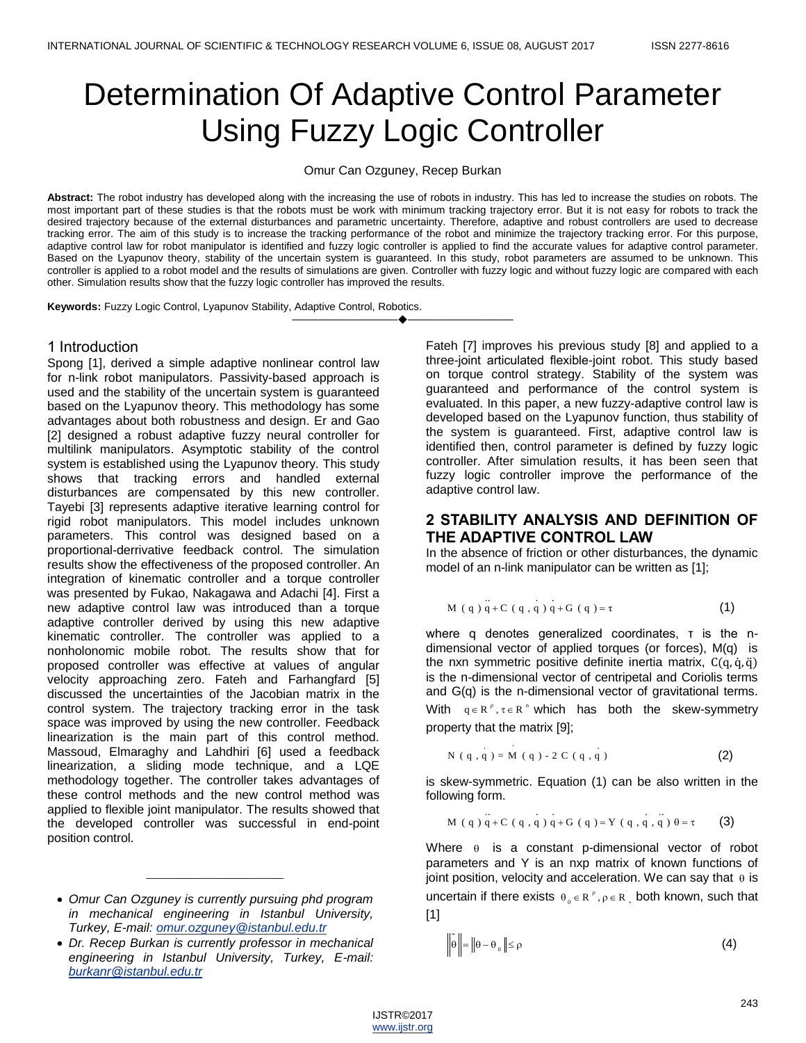# Determination Of Adaptive Control Parameter Using Fuzzy Logic Controller

Omur Can Ozguney, Recep Burkan

**Abstract:** The robot industry has developed along with the increasing the use of robots in industry. This has led to increase the studies on robots. The most important part of these studies is that the robots must be work with minimum tracking trajectory error. But it is not easy for robots to track the desired trajectory because of the external disturbances and parametric uncertainty. Therefore, adaptive and robust controllers are used to decrease tracking error. The aim of this study is to increase the tracking performance of the robot and minimize the trajectory tracking error. For this purpose, adaptive control law for robot manipulator is identified and fuzzy logic controller is applied to find the accurate values for adaptive control parameter. Based on the Lyapunov theory, stability of the uncertain system is guaranteed. In this study, robot parameters are assumed to be unknown. This controller is applied to a robot model and the results of simulations are given. Controller with fuzzy logic and without fuzzy logic are compared with each other. Simulation results show that the fuzzy logic controller has improved the results.

**Keywords:** Fuzzy Logic Control, Lyapunov Stability, Adaptive Control, Robotics.

---

## 1 Introduction

Spong [1], derived a simple adaptive nonlinear control law for n-link robot manipulators. Passivity-based approach is used and the stability of the uncertain system is guaranteed based on the Lyapunov theory. This methodology has some advantages about both robustness and design. Er and Gao [2] designed a robust adaptive fuzzy neural controller for multilink manipulators. Asymptotic stability of the control system is established using the Lyapunov theory. This study shows that tracking errors and handled external disturbances are compensated by this new controller. Tayebi [3] represents adaptive iterative learning control for rigid robot manipulators. This model includes unknown parameters. This control was designed based on a proportional-derrivative feedback control. The simulation results show the effectiveness of the proposed controller. An integration of kinematic controller and a torque controller was presented by Fukao, Nakagawa and Adachi [4]. First a new adaptive control law was introduced than a torque adaptive controller derived by using this new adaptive kinematic controller. The controller was applied to a nonholonomic mobile robot. The results show that for proposed controller was effective at values of angular velocity approaching zero. Fateh and Farhangfard [5] discussed the uncertainties of the Jacobian matrix in the control system. The trajectory tracking error in the task space was improved by using the new controller. Feedback linearization is the main part of this control method. Massoud, Elmaraghy and Lahdhiri [6] used a feedback linearization, a sliding mode technique, and a LQE methodology together. The controller takes advantages of these control methods and the new control method was applied to flexible joint manipulator. The results showed that the developed controller was successful in end-point position control.

- *Omur Can Ozguney is currently pursuing phd program in mechanical engineering in Istanbul University, Turkey, E-mail: omur.ozguney@istanbul.edu.tr*
- *Dr. Recep Burkan is currently professor in mechanical engineering in Istanbul University, Turkey, E-mail: burkanr@istanbul.edu.tr*

Fateh [7] improves his previous study [8] and applied to a three-joint articulated flexible-joint robot. This study based on torque control strategy. Stability of the system was guaranteed and performance of the control system is evaluated. In this paper, a new fuzzy-adaptive control law is developed based on the Lyapunov function, thus stability of the system is guaranteed. First, adaptive control law is identified then, control parameter is defined by fuzzy logic controller. After simulation results, it has been seen that fuzzy logic controller improve the performance of the adaptive control law.

## 2 STABILITY ANALYSIS AND DEFINITION OF THE ADAPTIVE CONTROL LAW

In the absence of friction or other disturbances, the dynamic model of an n-link manipulator can be written as [1];

$$M(q)\ddot{q} + C(q,\dot{q})\dot{q} + G(q) = \tau \tag{1}$$

where q denotes generalized coordinates, τ is the n-dimensional vector of applied torques (or forces), M(q) is the nxn symmetric positive definite inertia matrix, $C(q,\dot{q},\ddot{q})$ is the n-dimensional vector of centripetal and Coriolis terms and G(q) is the n-dimensional vector of gravitational terms. With $q \in R^{p}, \tau \in R^{n}$ which has both the skew-symmetry property that the matrix [9];

$$N(q,\dot{q}) = \dot{M}(q) - 2C(q,\dot{q}) \tag{2}$$

is skew-symmetric. Equation (1) can be also written in the following form.

$$M(q)\ddot{q} + C(q,\dot{q})\dot{q} + G(q) = Y(q,\dot{q},\ddot{q})\theta = \tau \tag{3}$$

Where $\theta$ is a constant p-dimensional vector of robot parameters and Y is an nxp matrix of known functions of joint position, velocity and acceleration. We can say that $\theta$ is uncertain if there exists $\theta_0 \in R^{p}, \rho \in R_{+}$ both known, such that [1]

$$\|\tilde{\theta}\| = \|\theta - \theta_0\| \le \rho \tag{4}$$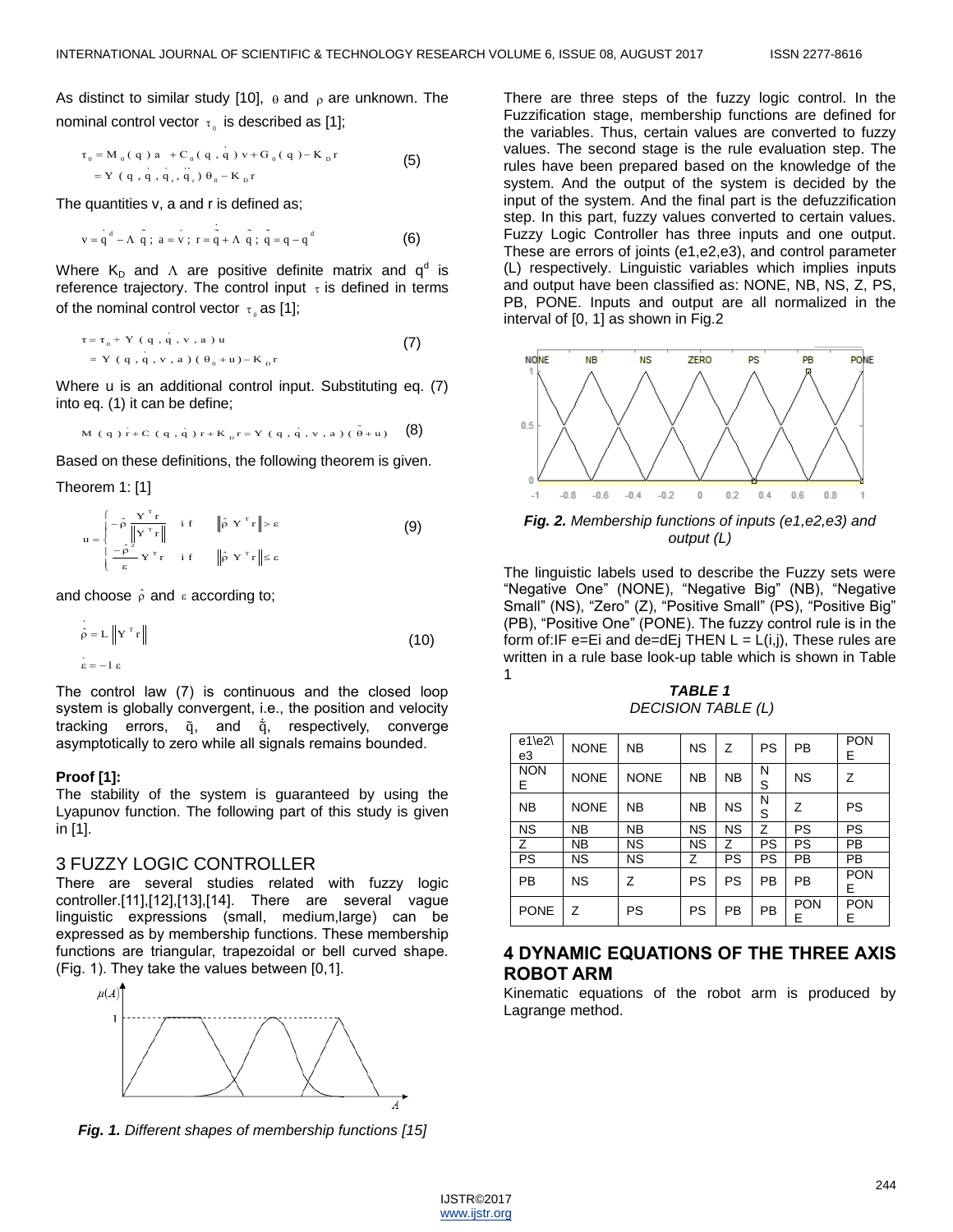As distinct to similar study [10], $\theta$ and $\rho$ are unknown. The nominal control vector $\tau_0$ is described as [1];

$$\tau_0 = M_0(q)a + C_0(q,\dot{q})v + G_0(q) - K_D r = Y(q,\dot{q},\dot{q}_r,\ddot{q}_r)\theta_0 - K_D r \tag{5}$$

The quantities v, a and r is defined as;

$$v = \dot{q}^d - \Lambda\tilde{q};\ a = \dot{v};\ r = \dot{\tilde{q}} + \Lambda\tilde{q};\ \tilde{q} = q - q^d \tag{6}$$

Where $K_D$ and $\Lambda$ are positive definite matrix and $q^d$ is reference trajectory. The control input $\tau$ is defined in terms of the nominal control vector $\tau_0$ as [1];

$$\tau = \tau_0 + Y(q,\dot{q},v,a)u = Y(q,\dot{q},v,a)(\theta_0 + u) - K_D r \tag{7}$$

Where u is an additional control input. Substituting eq. (7) into eq. (1) it can be define;

$$M(q)\dot{r} + C(q,\dot{q})r + K_D r = Y(q,\dot{q},v,a)(\tilde{\theta} + u) \tag{8}$$

Based on these definitions, the following theorem is given.

Theorem 1: [1]

$$u = \begin{cases} -\hat{\rho}\dfrac{Y^T r}{\left\|Y^T r\right\|} & \text{if} \quad \left\|\hat{\rho}\,Y^T r\right\| > \varepsilon \\ \dfrac{-\hat{\rho}^2}{\varepsilon}Y^T r & \text{if} \quad \left\|\hat{\rho}\,Y^T r\right\| \le \varepsilon \end{cases} \tag{9}$$

and choose $\hat{\rho}$ and $\varepsilon$ according to;

$$\dot{\hat{\rho}} = L\left\|Y^T r\right\| \qquad \dot{\varepsilon} = -l\varepsilon \tag{10}$$

The control law (7) is continuous and the closed loop system is globally convergent, i.e., the position and velocity tracking errors, $\tilde{q}$, and $\dot{\tilde{q}}$, respectively, converge asymptotically to zero while all signals remains bounded.

**Proof [1]:**

The stability of the system is guaranteed by using the Lyapunov function. The following part of this study is given in [1].

## 3 FUZZY LOGIC CONTROLLER

There are several studies related with fuzzy logic controller.[11],[12],[13],[14]. There are several vague linguistic expressions (small, medium,large) can be expressed as by membership functions. These membership functions are triangular, trapezoidal or bell curved shape. (Fig. 1). They take the values between [0,1].

***Fig. 1.*** *Different shapes of membership functions [15]*

There are three steps of the fuzzy logic control. In the Fuzzification stage, membership functions are defined for the variables. Thus, certain values are converted to fuzzy values. The second stage is the rule evaluation step. The rules have been prepared based on the knowledge of the system. And the output of the system is decided by the input of the system. And the final part is the defuzzification step. In this part, fuzzy values converted to certain values. Fuzzy Logic Controller has three inputs and one output. These are errors of joints (e1,e2,e3), and control parameter (L) respectively. Linguistic variables which implies inputs and output have been classified as: NONE, NB, NS, Z, PS, PB, PONE. Inputs and output are all normalized in the interval of [0, 1] as shown in Fig.2

***Fig. 2.*** *Membership functions of inputs (e1,e2,e3) and output (L)*

The linguistic labels used to describe the Fuzzy sets were "Negative One" (NONE), "Negative Big" (NB), "Negative Small" (NS), "Zero" (Z), "Positive Small" (PS), "Positive Big" (PB), "Positive One" (PONE). The fuzzy control rule is in the form of:IF e=Ei and de=dEj THEN L = L(i,j), These rules are written in a rule base look-up table which is shown in Table 1

***TABLE 1***
*DECISION TABLE (L)*

| e1\e2\e3 | NONE | NB | NS | Z | PS | PB | PONE |
|---|---|---|---|---|---|---|---|
| NONE | NONE | NONE | NB | NB | NS | NS | Z |
| NB | NONE | NB | NB | NS | NS | Z | PS |
| NS | NB | NB | NS | NS | Z | PS | PS |
| Z | NB | NS | NS | Z | PS | PS | PB |
| PS | NS | NS | Z | PS | PS | PB | PB |
| PB | NS | Z | PS | PS | PB | PB | PONE |
| PONE | Z | PS | PS | PB | PB | PONE | PONE |

## 4 DYNAMIC EQUATIONS OF THE THREE AXIS ROBOT ARM

Kinematic equations of the robot arm is produced by Lagrange method.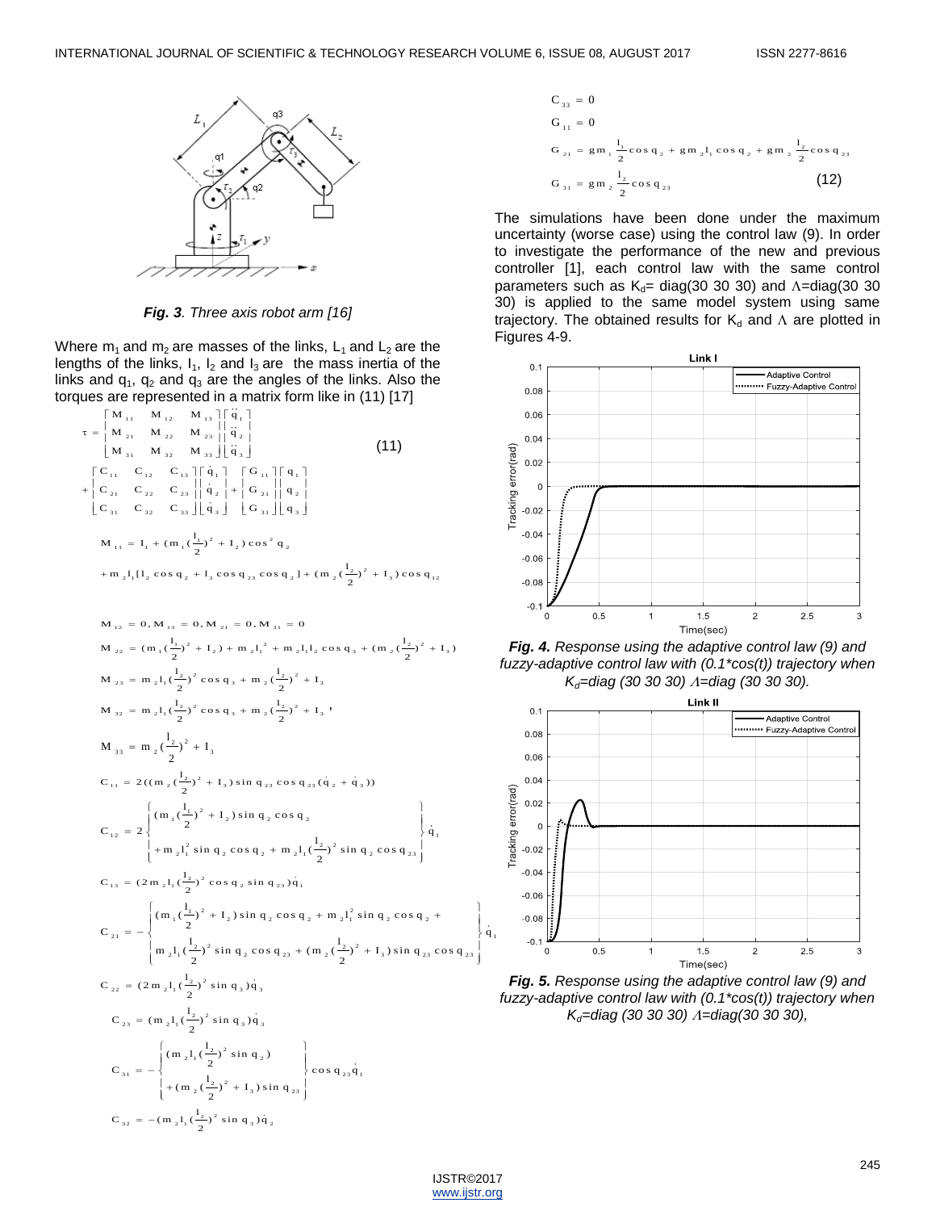*Fig. 3. Three axis robot arm [16]*

Where $m_1$ and $m_2$ are masses of the links, $L_1$ and $L_2$ are the lengths of the links, $I_1$, $I_2$ and $I_3$ are the mass inertia of the links and $q_1$, $q_2$ and $q_3$ are the angles of the links. Also the torques are represented in a matrix form like in (11) [17]

$$\tau = \begin{bmatrix} M_{11} & M_{12} & M_{13} \\ M_{21} & M_{22} & M_{23} \\ M_{31} & M_{32} & M_{33} \end{bmatrix} \begin{bmatrix} \ddot{q}_1 \\ \ddot{q}_2 \\ \ddot{q}_3 \end{bmatrix} + \begin{bmatrix} C_{11} & C_{12} & C_{13} \\ C_{21} & C_{22} & C_{23} \\ C_{31} & C_{32} & C_{33} \end{bmatrix} \begin{bmatrix} \dot{q}_1 \\ \dot{q}_2 \\ \dot{q}_3 \end{bmatrix} + \begin{bmatrix} G_{11} \\ G_{21} \\ G_{31} \end{bmatrix} \begin{bmatrix} q_1 \\ q_2 \\ q_3 \end{bmatrix} \tag{11}$$

$$M_{11} = I_1 + (m_1 (\frac{l_1}{2})^2 + I_2)\cos^2 q_2$$

$$+ m_2 l_1 [l_2 \cos q_2 + l_3 \cos q_{23} \cos q_2] + (m_2 (\frac{l_2}{2})^2 + I_3)\cos q_{12}$$

$$M_{12} = 0, M_{13} = 0, M_{21} = 0, M_{31} = 0$$

$$M_{22} = (m_1 (\frac{l_1}{2})^2 + I_2) + m_2 l_1^2 + m_2 l_1 l_2 \cos q_3 + (m_2 (\frac{l_2}{2})^2 + I_3)$$

$$M_{23} = m_2 l_1 (\frac{l_2}{2})^2 \cos q_3 + m_2 (\frac{l_2}{2})^2 + I_3$$

$$M_{32} = m_2 l_1 (\frac{l_2}{2})^2 \cos q_3 + m_2 (\frac{l_2}{2})^2 + I_3,$$

$$M_{33} = m_2 (\frac{l_2}{2})^2 + I_3$$

$$C_{11} = 2((m_2 (\frac{l_2}{2})^2 + I_3)\sin q_{23} \cos q_{23} (\dot{q}_2 + \dot{q}_3))$$

$$C_{12} = 2 \left\{ \begin{aligned} &(m_1 (\frac{l_1}{2})^2 + I_2)\sin q_2 \cos q_2 \\ &+ m_2 l_1^2 \sin q_2 \cos q_2 + m_2 l_1 (\frac{l_2}{2})^2 \sin q_2 \cos q_{23} \end{aligned} \right\} \dot{q}_1$$

$$C_{13} = (2 m_2 l_1 (\frac{l_2}{2})^2 \cos q_2 \sin q_{23})\dot{q}_1$$

$$C_{21} = -\left\{ \begin{aligned} &(m_1 (\frac{l_1}{2})^2 + I_2)\sin q_2 \cos q_2 + m_2 l_1^2 \sin q_2 \cos q_2 + \\ &m_2 l_1 (\frac{l_2}{2})^2 \sin q_2 \cos q_{23} + (m_2 (\frac{l_2}{2})^2 + I_3)\sin q_{23} \cos q_{23} \end{aligned} \right\} \dot{q}_1$$

$$C_{22} = (2 m_2 l_1 (\frac{l_2}{2})^2 \sin q_3)\dot{q}_3$$

$$C_{23} = (m_2 l_1 (\frac{l_2}{2})^2 \sin q_3)\dot{q}_3$$

$$C_{31} = -\left\{ \begin{aligned} &(m_2 l_1 (\frac{l_2}{2})^2 \sin q_2) \\ &+ (m_2 (\frac{l_2}{2})^2 + I_3)\sin q_{23} \end{aligned} \right\} \cos q_{23} \dot{q}_1$$

$$C_{32} = -(m_2 l_1 (\frac{l_2}{2})^2 \sin q_3)\dot{q}_2$$

$$C_{33} = 0$$

$$G_{11} = 0$$

$$G_{21} = g m_1 \frac{l_1}{2} \cos q_2 + g m_2 l_1 \cos q_2 + g m_2 \frac{l_2}{2} \cos q_{23}$$

$$G_{31} = g m_2 \frac{l_2}{2} \cos q_{23} \tag{12}$$

The simulations have been done under the maximum uncertainty (worse case) using the control law (9). In order to investigate the performance of the new and previous controller [1], each control law with the same control parameters such as $K_d$= diag(30 30 30) and $\Lambda$=diag(30 30 30) is applied to the same model system using same trajectory. The obtained results for $K_d$ and $\Lambda$ are plotted in Figures 4-9.

***Fig. 4.*** *Response using the adaptive control law (9) and fuzzy-adaptive control law with (0.1\*cos(t)) trajectory when $K_d$=diag (30 30 30) $\Lambda$=diag (30 30 30).*

***Fig. 5.*** *Response using the adaptive control law (9) and fuzzy-adaptive control law with (0.1\*cos(t)) trajectory when $K_d$=diag (30 30 30) $\Lambda$=diag(30 30 30),*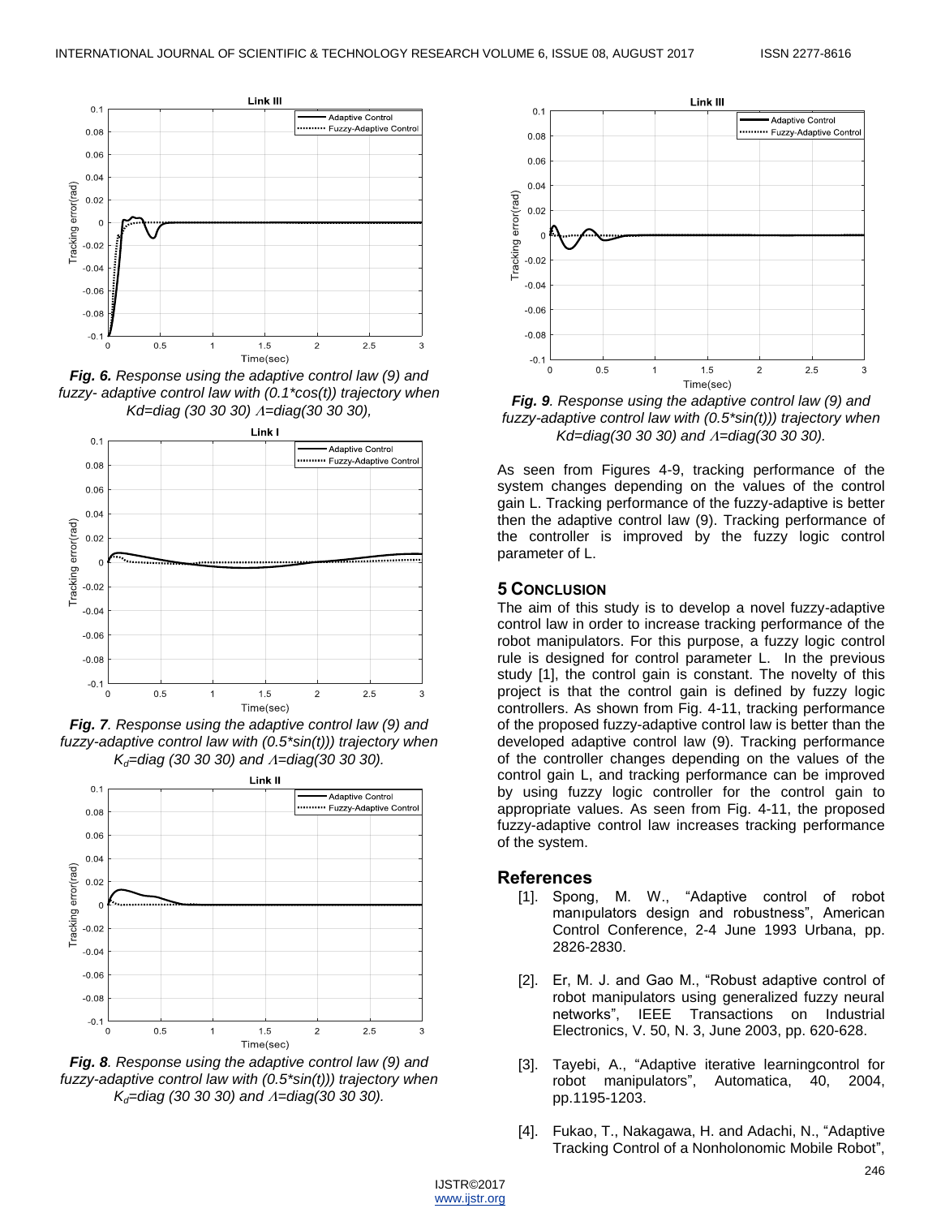*Fig. 6. Response using the adaptive control law (9) and fuzzy- adaptive control law with (0.1*cos(t)) trajectory when Kd=diag (30 30 30) $\Lambda$=diag(30 30 30),*

*Fig. 7. Response using the adaptive control law (9) and fuzzy-adaptive control law with (0.5*sin(t))) trajectory when $K_d$=diag (30 30 30) and $\Lambda$=diag(30 30 30).*

*Fig. 8. Response using the adaptive control law (9) and fuzzy-adaptive control law with (0.5*sin(t))) trajectory when $K_d$=diag (30 30 30) and $\Lambda$=diag(30 30 30).*

*Fig. 9. Response using the adaptive control law (9) and fuzzy-adaptive control law with (0.5*sin(t))) trajectory when Kd=diag(30 30 30) and $\Lambda$=diag(30 30 30).*

As seen from Figures 4-9, tracking performance of the system changes depending on the values of the control gain L. Tracking performance of the fuzzy-adaptive is better then the adaptive control law (9). Tracking performance of the controller is improved by the fuzzy logic control parameter of L.

## 5 CONCLUSION

The aim of this study is to develop a novel fuzzy-adaptive control law in order to increase tracking performance of the robot manipulators. For this purpose, a fuzzy logic control rule is designed for control parameter L. In the previous study [1], the control gain is constant. The novelty of this project is that the control gain is defined by fuzzy logic controllers. As shown from Fig. 4-11, tracking performance of the proposed fuzzy-adaptive control law is better than the developed adaptive control law (9). Tracking performance of the controller changes depending on the values of the control gain L, and tracking performance can be improved by using fuzzy logic controller for the control gain to appropriate values. As seen from Fig. 4-11, the proposed fuzzy-adaptive control law increases tracking performance of the system.

## References

[1]. Spong, M. W., "Adaptive control of robot manıpulators design and robustness", American Control Conference, 2-4 June 1993 Urbana, pp. 2826-2830.

[2]. Er, M. J. and Gao M., "Robust adaptive control of robot manipulators using generalized fuzzy neural networks", IEEE Transactions on Industrial Electronics, V. 50, N. 3, June 2003, pp. 620-628.

[3]. Tayebi, A., "Adaptive iterative learningcontrol for robot manipulators", Automatica, 40, 2004, pp.1195-1203.

[4]. Fukao, T., Nakagawa, H. and Adachi, N., "Adaptive Tracking Control of a Nonholonomic Mobile Robot",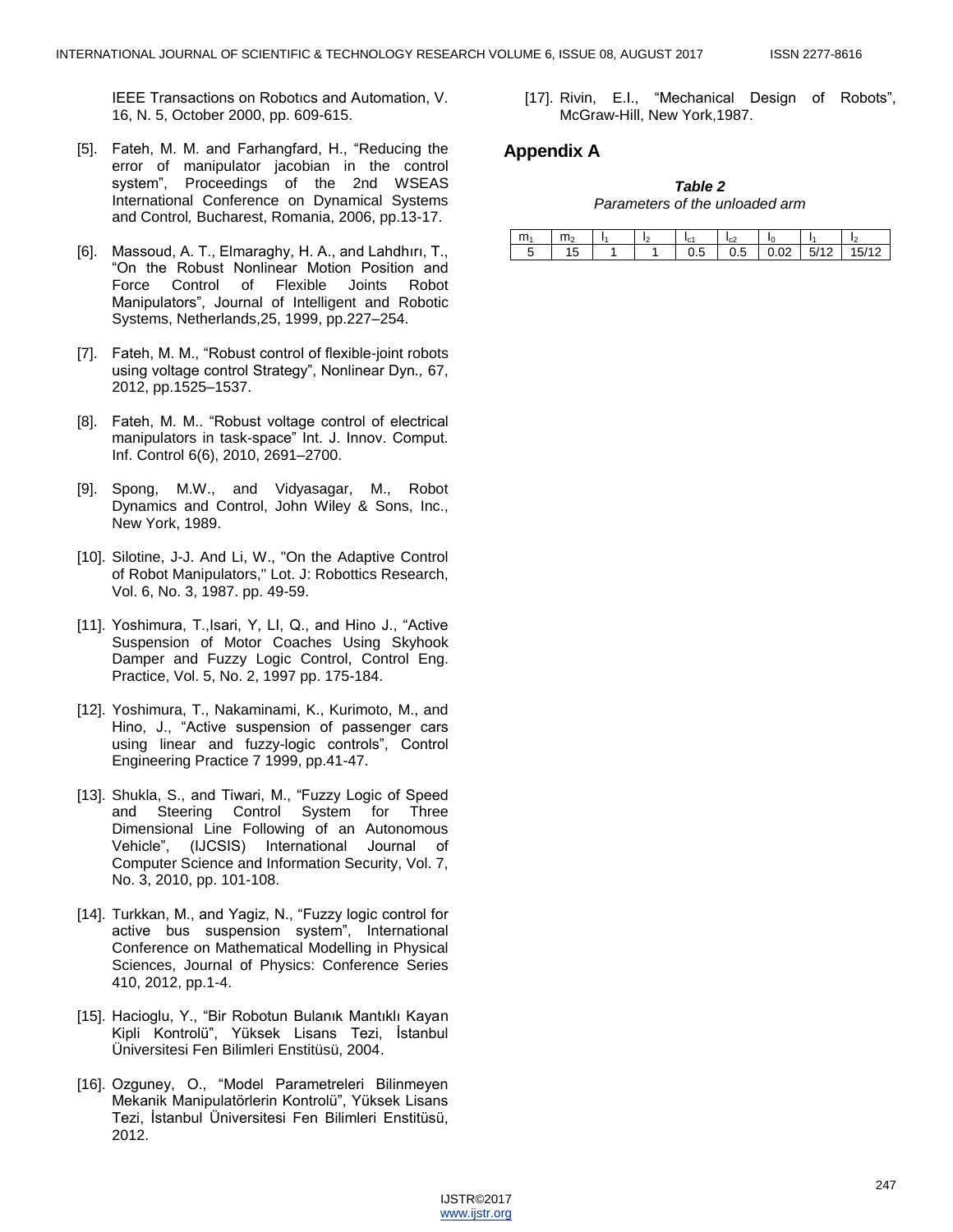IEEE Transactions on Robotıcs and Automation, V. 16, N. 5, October 2000, pp. 609-615.

[5]. Fateh, M. M. and Farhangfard, H., “Reducing the error of manipulator jacobian in the control system”, Proceedings of the 2nd WSEAS International Conference on Dynamical Systems and Control, Bucharest, Romania, 2006, pp.13-17.

[6]. Massoud, A. T., Elmaraghy, H. A., and Lahdhırı, T., “On the Robust Nonlinear Motion Position and Force Control of Flexible Joints Robot Manipulators”, Journal of Intelligent and Robotic Systems, Netherlands,25, 1999, pp.227–254.

[7]. Fateh, M. M., “Robust control of flexible-joint robots using voltage control Strategy”, Nonlinear Dyn., 67, 2012, pp.1525–1537.

[8]. Fateh, M. M.. “Robust voltage control of electrical manipulators in task-space” Int. J. Innov. Comput. Inf. Control 6(6), 2010, 2691–2700.

[9]. Spong, M.W., and Vidyasagar, M., Robot Dynamics and Control, John Wiley & Sons, Inc., New York, 1989.

[10]. Silotine, J-J. And Li, W., "On the Adaptive Control of Robot Manipulators," Lot. J: Robottics Research, Vol. 6, No. 3, 1987. pp. 49-59.

[11]. Yoshimura, T.,Isari, Y, LI, Q., and Hino J., “Active Suspension of Motor Coaches Using Skyhook Damper and Fuzzy Logic Control, Control Eng. Practice, Vol. 5, No. 2, 1997 pp. 175-184.

[12]. Yoshimura, T., Nakaminami, K., Kurimoto, M., and Hino, J., “Active suspension of passenger cars using linear and fuzzy-logic controls”, Control Engineering Practice 7 1999, pp.41-47.

[13]. Shukla, S., and Tiwari, M., “Fuzzy Logic of Speed and Steering Control System for Three Dimensional Line Following of an Autonomous Vehicle”, (IJCSIS) International Journal of Computer Science and Information Security, Vol. 7, No. 3, 2010, pp. 101-108.

[14]. Turkkan, M., and Yagiz, N., “Fuzzy logic control for active bus suspension system”, International Conference on Mathematical Modelling in Physical Sciences, Journal of Physics: Conference Series 410, 2012, pp.1-4.

[15]. Hacioglu, Y., “Bir Robotun Bulanık Mantıklı Kayan Kipli Kontrolü”, Yüksek Lisans Tezi, İstanbul Üniversitesi Fen Bilimleri Enstitüsü, 2004.

[16]. Ozguney, O., “Model Parametreleri Bilinmeyen Mekanik Manipulatörlerin Kontrolü”, Yüksek Lisans Tezi, İstanbul Üniversitesi Fen Bilimleri Enstitüsü, 2012.

[17]. Rivin, E.I., “Mechanical Design of Robots”, McGraw-Hill, New York,1987.

## Appendix A

***Table 2***

*Parameters of the unloaded arm*

| $m_1$ | $m_2$ | $l_1$ | $l_2$ | $l_{c1}$ | $l_{c2}$ | $I_0$ | $I_1$ | $I_2$ |
|---|---|---|---|---|---|---|---|---|
| 5 | 15 | 1 | 1 | 0.5 | 0.5 | 0.02 | 5/12 | 15/12 |